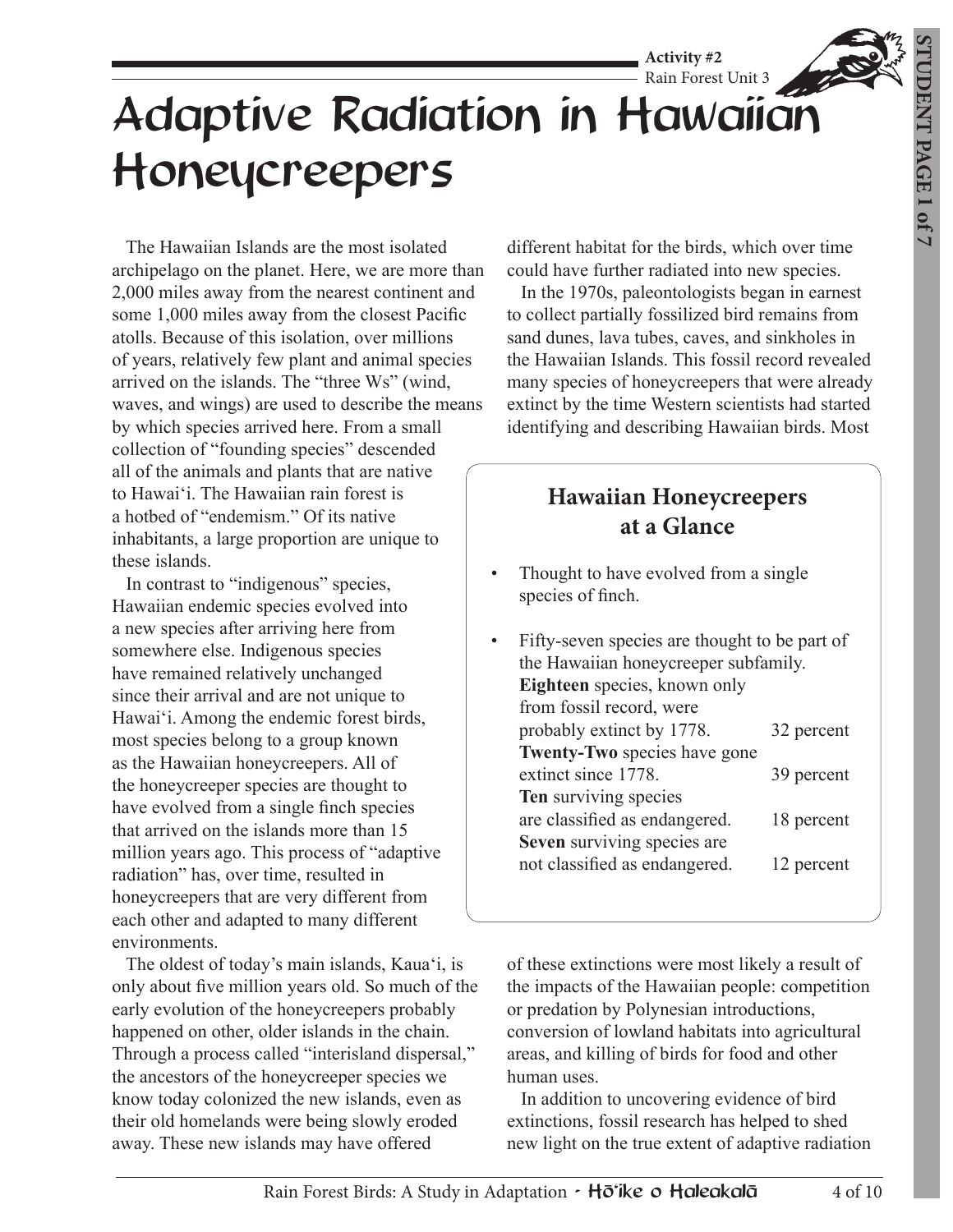# Adaptive Radiation in Hawaiian Honeycreepers

The Hawaiian Islands are the most isolated archipelago on the planet. Here, we are more than 2,000 miles away from the nearest continent and some 1,000 miles away from the closest Pacific atolls. Because of this isolation, over millions of years, relatively few plant and animal species arrived on the islands. The "three Ws" (wind, waves, and wings) are used to describe the means by which species arrived here. From a small collection of "founding species" descended all of the animals and plants that are native to Hawai'i. The Hawaiian rain forest is a hotbed of "endemism." Of its native inhabitants, a large proportion are unique to these islands.

In contrast to "indigenous" species, Hawaiian endemic species evolved into a new species after arriving here from somewhere else. Indigenous species have remained relatively unchanged since their arrival and are not unique to Hawai'i. Among the endemic forest birds, most species belong to a group known as the Hawaiian honeycreepers. All of the honeycreeper species are thought to have evolved from a single finch species that arrived on the islands more than 15 million years ago. This process of "adaptive radiation" has, over time, resulted in honeycreepers that are very different from each other and adapted to many different environments.

The oldest of today's main islands, Kaua'i, is only about five million years old. So much of the early evolution of the honeycreepers probably happened on other, older islands in the chain. Through a process called "interisland dispersal," the ancestors of the honeycreeper species we know today colonized the new islands, even as their old homelands were being slowly eroded away. These new islands may have offered different habitat for the birds, which over time could have further radiated into new species.

In the 1970s, paleontologists began in earnest to collect partially fossilized bird remains from sand dunes, lava tubes, caves, and sinkholes in the Hawaiian Islands. This fossil record revealed many species of honeycreepers that were already extinct by the time Western scientists had started identifying and describing Hawaiian birds. Most of these extinctions were most likely a result of the impacts of the Hawaiian people: competition or predation by Polynesian introductions, conversion of lowland habitats into agricultural areas, and killing of birds for food and other human uses.

In addition to uncovering evidence of bird extinctions, fossil research has helped to shed new light on the true extent of adaptive radiation

## Hawaiian Honeycreepers at a Glance

- Thought to have evolved from a single species of finch.
- Fifty-seven species are thought to be part of the Hawaiian honeycreeper subfamily.

| | |
|---|---|
| **Eighteen** species, known only from fossil record, were probably extinct by 1778. | 32 percent |
| **Twenty-Two** species have gone extinct since 1778. | 39 percent |
| **Ten** surviving species are classified as endangered. | 18 percent |
| **Seven** surviving species are not classified as endangered. | 12 percent |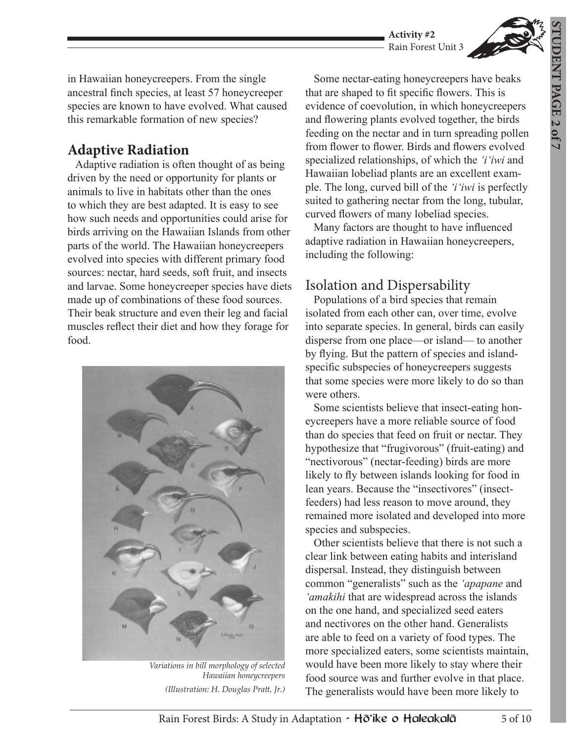in Hawaiian honeycreepers. From the single ancestral finch species, at least 57 honeycreeper species are known to have evolved. What caused this remarkable formation of new species?

## Adaptive Radiation

Adaptive radiation is often thought of as being driven by the need or opportunity for plants or animals to live in habitats other than the ones to which they are best adapted. It is easy to see how such needs and opportunities could arise for birds arriving on the Hawaiian Islands from other parts of the world. The Hawaiian honeycreepers evolved into species with different primary food sources: nectar, hard seeds, soft fruit, and insects and larvae. Some honeycreeper species have diets made up of combinations of these food sources. Their beak structure and even their leg and facial muscles reflect their diet and how they forage for food.

*Variations in bill morphology of selected Hawaiian honeycreepers*
*(Illustration: H. Douglas Pratt, Jr.)*

Some nectar-eating honeycreepers have beaks that are shaped to fit specific flowers. This is evidence of coevolution, in which honeycreepers and flowering plants evolved together, the birds feeding on the nectar and in turn spreading pollen from flower to flower. Birds and flowers evolved specialized relationships, of which the *ʻiʻiwi* and Hawaiian lobeliad plants are an excellent example. The long, curved bill of the *ʻiʻiwi* is perfectly suited to gathering nectar from the long, tubular, curved flowers of many lobeliad species.

Many factors are thought to have influenced adaptive radiation in Hawaiian honeycreepers, including the following:

### Isolation and Dispersability

Populations of a bird species that remain isolated from each other can, over time, evolve into separate species. In general, birds can easily disperse from one place—or island— to another by flying. But the pattern of species and island-specific subspecies of honeycreepers suggests that some species were more likely to do so than were others.

Some scientists believe that insect-eating honeycreepers have a more reliable source of food than do species that feed on fruit or nectar. They hypothesize that "frugivorous" (fruit-eating) and "nectivorous" (nectar-feeding) birds are more likely to fly between islands looking for food in lean years. Because the "insectivores" (insect-feeders) had less reason to move around, they remained more isolated and developed into more species and subspecies.

Other scientists believe that there is not such a clear link between eating habits and interisland dispersal. Instead, they distinguish between common "generalists" such as the *ʻapapane* and *ʻamakihi* that are widespread across the islands on the one hand, and specialized seed eaters and nectivores on the other hand. Generalists are able to feed on a variety of food types. The more specialized eaters, some scientists maintain, would have been more likely to stay where their food source was and further evolve in that place. The generalists would have been more likely to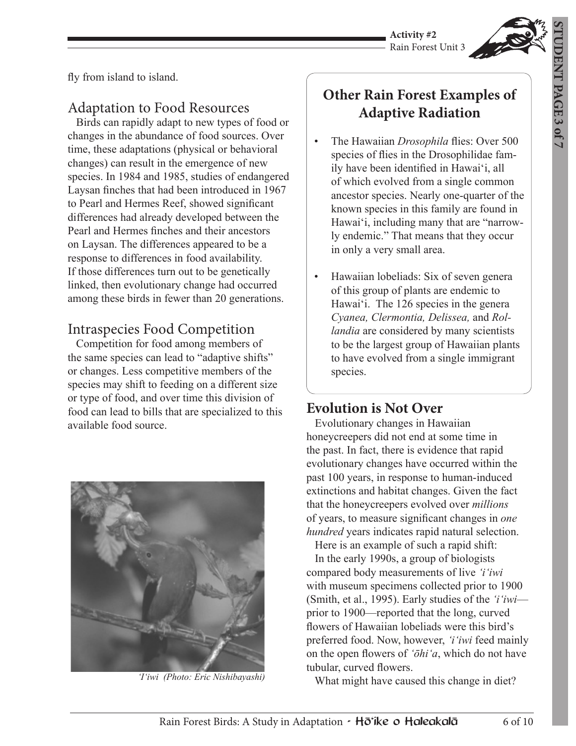fly from island to island.

## Adaptation to Food Resources

Birds can rapidly adapt to new types of food or changes in the abundance of food sources. Over time, these adaptations (physical or behavioral changes) can result in the emergence of new species. In 1984 and 1985, studies of endangered Laysan finches that had been introduced in 1967 to Pearl and Hermes Reef, showed significant differences had already developed between the Pearl and Hermes finches and their ancestors on Laysan. The differences appeared to be a response to differences in food availability. If those differences turn out to be genetically linked, then evolutionary change had occurred among these birds in fewer than 20 generations.

## Intraspecies Food Competition

Competition for food among members of the same species can lead to "adaptive shifts" or changes. Less competitive members of the species may shift to feeding on a different size or type of food, and over time this division of food can lead to bills that are specialized to this available food source.

*'I'iwi (Photo: Eric Nishibayashi)*

## Other Rain Forest Examples of Adaptive Radiation

- The Hawaiian *Drosophila* flies: Over 500 species of flies in the Drosophilidae family have been identified in Hawai'i, all of which evolved from a single common ancestor species. Nearly one-quarter of the known species in this family are found in Hawai'i, including many that are "narrowly endemic." That means that they occur in only a very small area.
- Hawaiian lobeliads: Six of seven genera of this group of plants are endemic to Hawai'i. The 126 species in the genera *Cyanea, Clermontia, Delissea,* and *Rollandia* are considered by many scientists to be the largest group of Hawaiian plants to have evolved from a single immigrant species.

## Evolution is Not Over

Evolutionary changes in Hawaiian honeycreepers did not end at some time in the past. In fact, there is evidence that rapid evolutionary changes have occurred within the past 100 years, in response to human-induced extinctions and habitat changes. Given the fact that the honeycreepers evolved over *millions* of years, to measure significant changes in *one hundred* years indicates rapid natural selection.

Here is an example of such a rapid shift:

In the early 1990s, a group of biologists compared body measurements of live *'i'iwi* with museum specimens collected prior to 1900 (Smith, et al., 1995). Early studies of the *'i'iwi*—prior to 1900—reported that the long, curved flowers of Hawaiian lobeliads were this bird's preferred food. Now, however, *'i'iwi* feed mainly on the open flowers of *'ōhi'a*, which do not have tubular, curved flowers.

What might have caused this change in diet?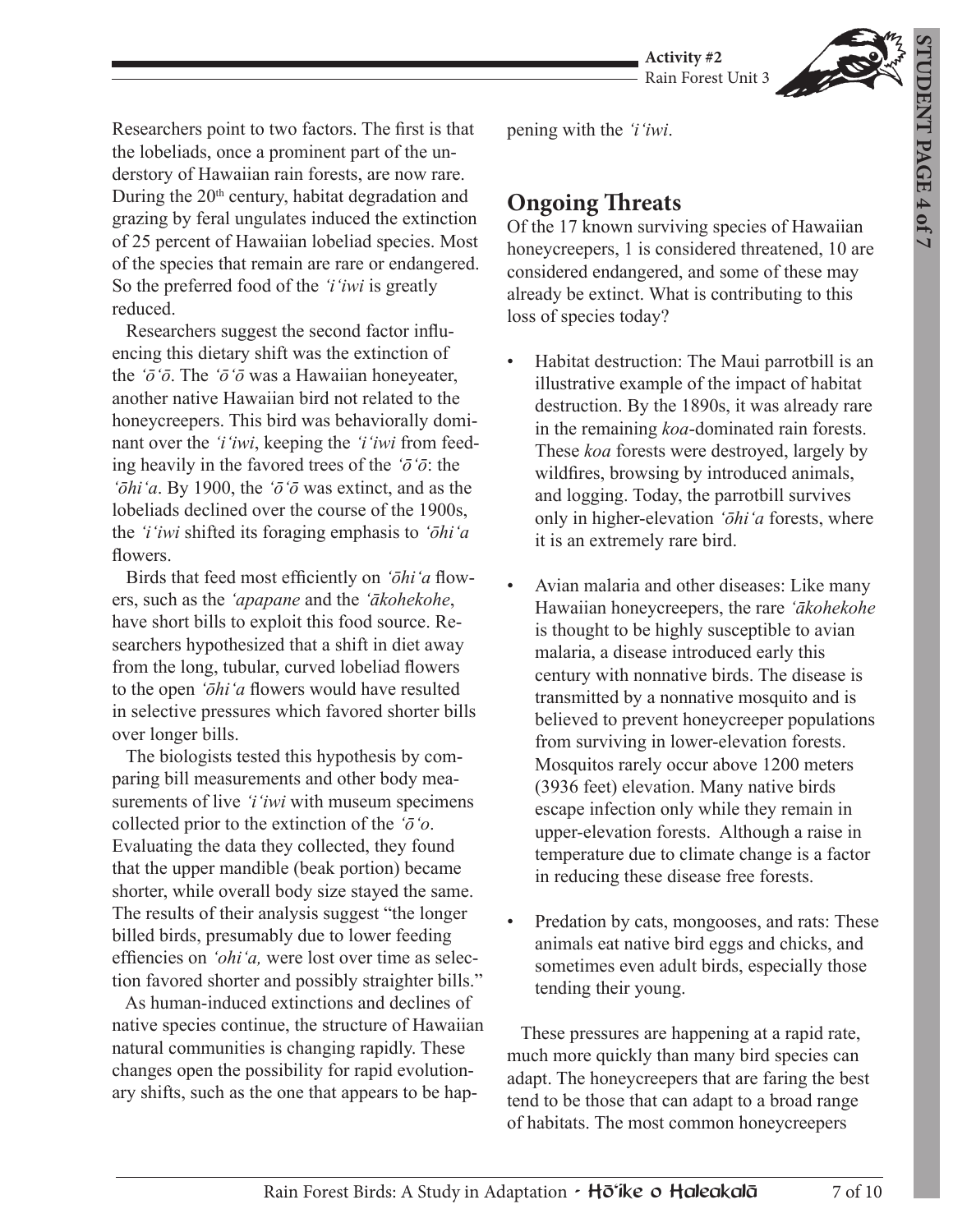Researchers point to two factors. The first is that the lobeliads, once a prominent part of the understory of Hawaiian rain forests, are now rare. During the 20th century, habitat degradation and grazing by feral ungulates induced the extinction of 25 percent of Hawaiian lobeliad species. Most of the species that remain are rare or endangered. So the preferred food of the *ʻiʻiwi* is greatly reduced.

Researchers suggest the second factor influencing this dietary shift was the extinction of the *ʻōʻō*. The *ʻōʻō* was a Hawaiian honeyeater, another native Hawaiian bird not related to the honeycreepers. This bird was behaviorally dominant over the *ʻiʻiwi*, keeping the *ʻiʻiwi* from feeding heavily in the favored trees of the *ʻōʻō*: the *ʻōhiʻa*. By 1900, the *ʻōʻō* was extinct, and as the lobeliads declined over the course of the 1900s, the *ʻiʻiwi* shifted its foraging emphasis to *ʻōhiʻa* flowers.

Birds that feed most efficiently on *ʻōhiʻa* flowers, such as the *ʻapapane* and the *ʻākohekohe*, have short bills to exploit this food source. Researchers hypothesized that a shift in diet away from the long, tubular, curved lobeliad flowers to the open *ʻōhiʻa* flowers would have resulted in selective pressures which favored shorter bills over longer bills.

The biologists tested this hypothesis by comparing bill measurements and other body measurements of live *ʻiʻiwi* with museum specimens collected prior to the extinction of the *ʻōʻo*. Evaluating the data they collected, they found that the upper mandible (beak portion) became shorter, while overall body size stayed the same. The results of their analysis suggest "the longer billed birds, presumably due to lower feeding effiencies on *ʻohiʻa,* were lost over time as selection favored shorter and possibly straighter bills."

As human-induced extinctions and declines of native species continue, the structure of Hawaiian natural communities is changing rapidly. These changes open the possibility for rapid evolutionary shifts, such as the one that appears to be happening with the *ʻiʻiwi*.

## Ongoing Threats

Of the 17 known surviving species of Hawaiian honeycreepers, 1 is considered threatened, 10 are considered endangered, and some of these may already be extinct. What is contributing to this loss of species today?

- Habitat destruction: The Maui parrotbill is an illustrative example of the impact of habitat destruction. By the 1890s, it was already rare in the remaining *koa*-dominated rain forests. These *koa* forests were destroyed, largely by wildfires, browsing by introduced animals, and logging. Today, the parrotbill survives only in higher-elevation *ʻōhiʻa* forests, where it is an extremely rare bird.

- Avian malaria and other diseases: Like many Hawaiian honeycreepers, the rare *ʻākohekohe* is thought to be highly susceptible to avian malaria, a disease introduced early this century with nonnative birds. The disease is transmitted by a nonnative mosquito and is believed to prevent honeycreeper populations from surviving in lower-elevation forests. Mosquitos rarely occur above 1200 meters (3936 feet) elevation. Many native birds escape infection only while they remain in upper-elevation forests. Although a raise in temperature due to climate change is a factor in reducing these disease free forests.

- Predation by cats, mongooses, and rats: These animals eat native bird eggs and chicks, and sometimes even adult birds, especially those tending their young.

These pressures are happening at a rapid rate, much more quickly than many bird species can adapt. The honeycreepers that are faring the best tend to be those that can adapt to a broad range of habitats. The most common honeycreepers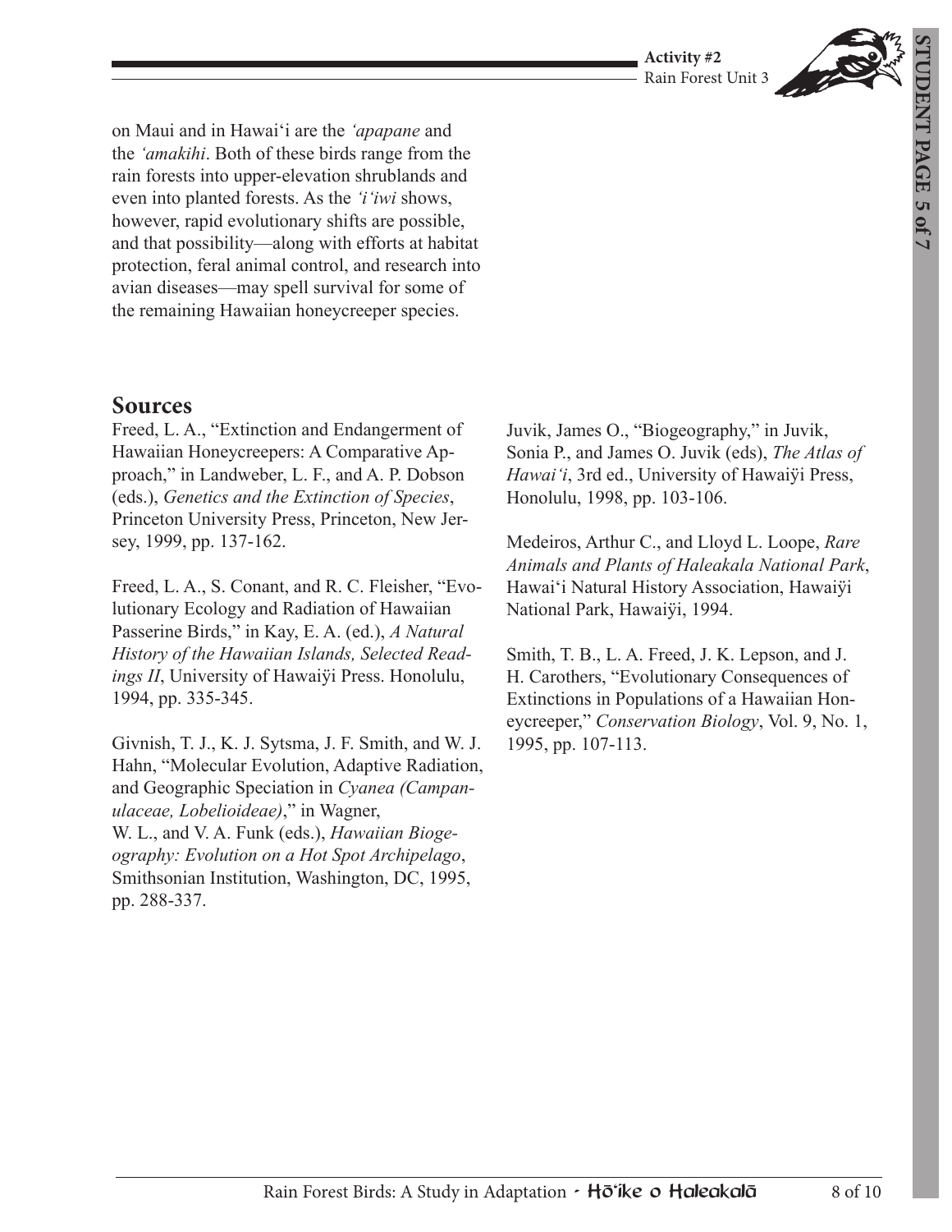on Maui and in Hawai'i are the *'apapane* and the *'amakihi*. Both of these birds range from the rain forests into upper-elevation shrublands and even into planted forests. As the *'i'iwi* shows, however, rapid evolutionary shifts are possible, and that possibility—along with efforts at habitat protection, feral animal control, and research into avian diseases—may spell survival for some of the remaining Hawaiian honeycreeper species.

## Sources

Freed, L. A., "Extinction and Endangerment of Hawaiian Honeycreepers: A Comparative Approach," in Landweber, L. F., and A. P. Dobson (eds.), *Genetics and the Extinction of Species*, Princeton University Press, Princeton, New Jersey, 1999, pp. 137-162.

Freed, L. A., S. Conant, and R. C. Fleisher, "Evolutionary Ecology and Radiation of Hawaiian Passerine Birds," in Kay, E. A. (ed.), *A Natural History of the Hawaiian Islands, Selected Readings II*, University of Hawaiÿi Press. Honolulu, 1994, pp. 335-345.

Givnish, T. J., K. J. Sytsma, J. F. Smith, and W. J. Hahn, "Molecular Evolution, Adaptive Radiation, and Geographic Speciation in *Cyanea (Campanulaceae, Lobelioideae)*," in Wagner, W. L., and V. A. Funk (eds.), *Hawaiian Biogeography: Evolution on a Hot Spot Archipelago*, Smithsonian Institution, Washington, DC, 1995, pp. 288-337.

Juvik, James O., "Biogeography," in Juvik, Sonia P., and James O. Juvik (eds), *The Atlas of Hawai'i*, 3rd ed., University of Hawaiÿi Press, Honolulu, 1998, pp. 103-106.

Medeiros, Arthur C., and Lloyd L. Loope, *Rare Animals and Plants of Haleakala National Park*, Hawai'i Natural History Association, Hawaiÿi National Park, Hawaiÿi, 1994.

Smith, T. B., L. A. Freed, J. K. Lepson, and J. H. Carothers, "Evolutionary Consequences of Extinctions in Populations of a Hawaiian Honeycreeper," *Conservation Biology*, Vol. 9, No. 1, 1995, pp. 107-113.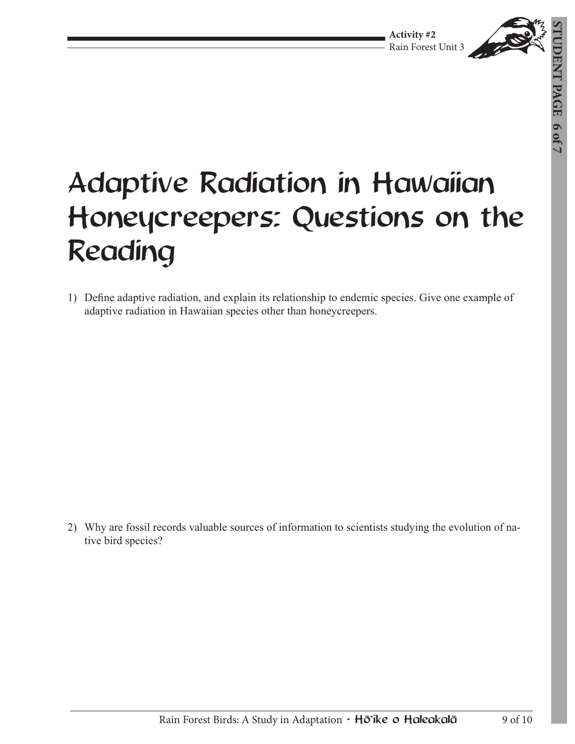# Adaptive Radiation in Hawaiian Honeycreepers: Questions on the Reading

1) Define adaptive radiation, and explain its relationship to endemic species. Give one example of adaptive radiation in Hawaiian species other than honeycreepers.

2) Why are fossil records valuable sources of information to scientists studying the evolution of native bird species?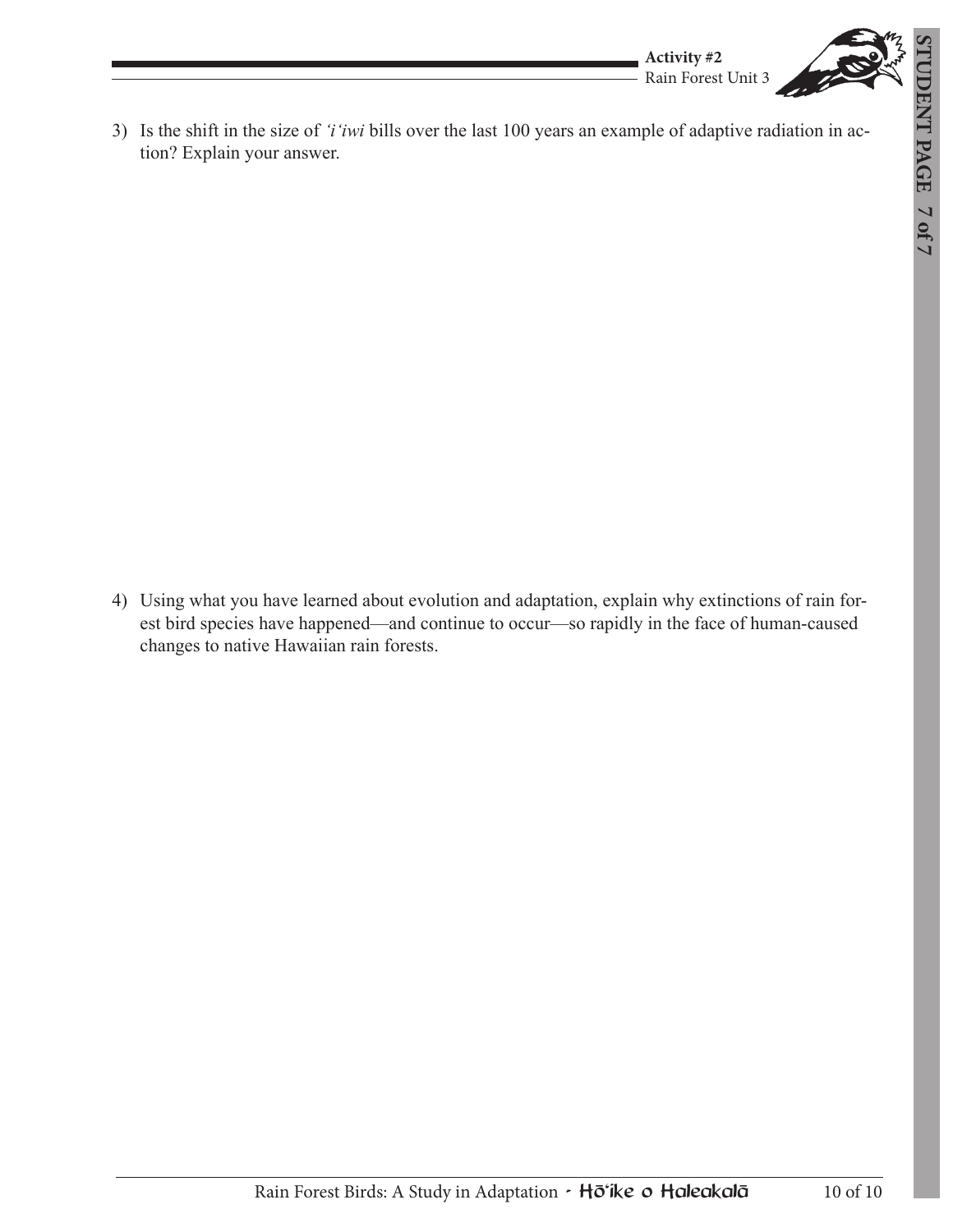3) Is the shift in the size of *'i'iwi* bills over the last 100 years an example of adaptive radiation in action? Explain your answer.

4) Using what you have learned about evolution and adaptation, explain why extinctions of rain forest bird species have happened—and continue to occur—so rapidly in the face of human-caused changes to native Hawaiian rain forests.